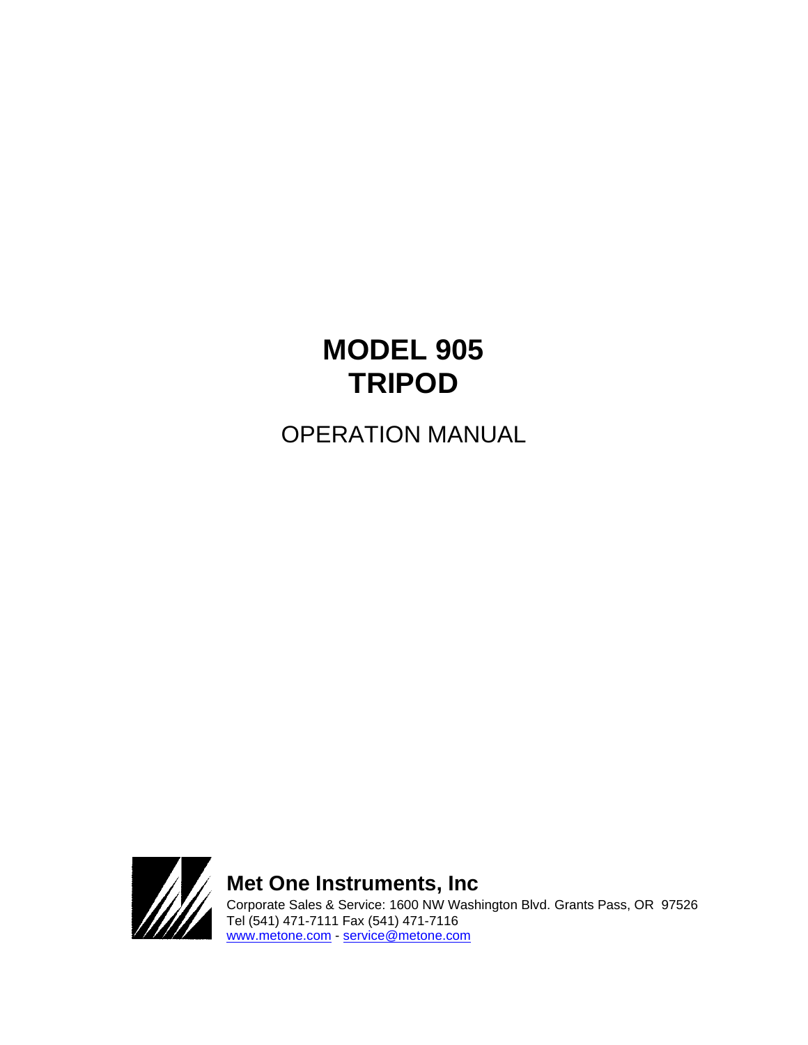# MODEL 905
# TRIPOD

OPERATION MANUAL

**Met One Instruments, Inc**

Corporate Sales & Service: 1600 NW Washington Blvd. Grants Pass, OR 97526
Tel (541) 471-7111 Fax (541) 471-7116
www.metone.com - service@metone.com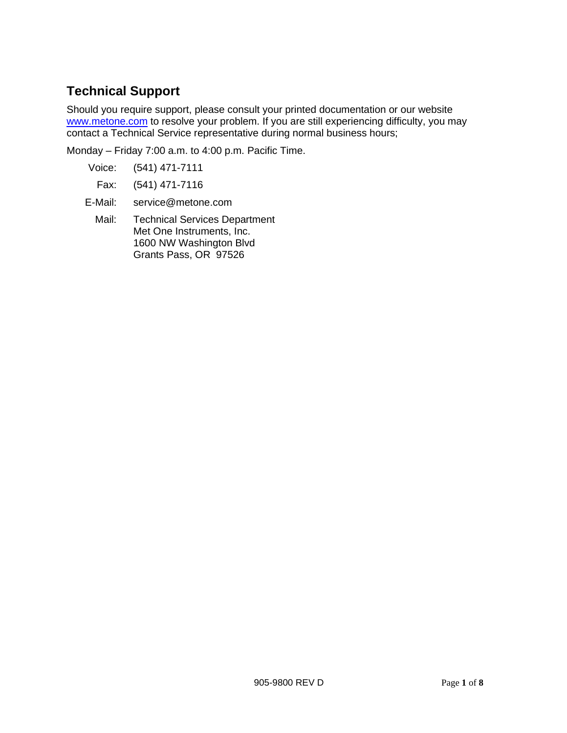## Technical Support

Should you require support, please consult your printed documentation or our website [www.metone.com](http://www.metone.com) to resolve your problem. If you are still experiencing difficulty, you may contact a Technical Service representative during normal business hours;

Monday – Friday 7:00 a.m. to 4:00 p.m. Pacific Time.

Voice: (541) 471-7111

Fax: (541) 471-7116

E-Mail: service@metone.com

Mail: Technical Services Department
Met One Instruments, Inc.
1600 NW Washington Blvd
Grants Pass, OR 97526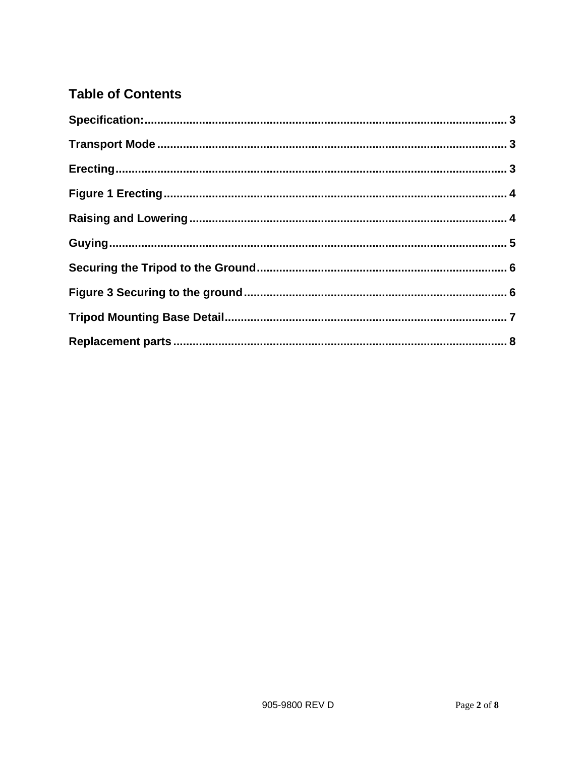## Table of Contents

| | |
|---|---|
| **Specification:** | **3** |
| **Transport Mode** | **3** |
| **Erecting** | **3** |
| **Figure 1 Erecting** | **4** |
| **Raising and Lowering** | **4** |
| **Guying** | **5** |
| **Securing the Tripod to the Ground** | **6** |
| **Figure 3 Securing to the ground** | **6** |
| **Tripod Mounting Base Detail** | **7** |
| **Replacement parts** | **8** |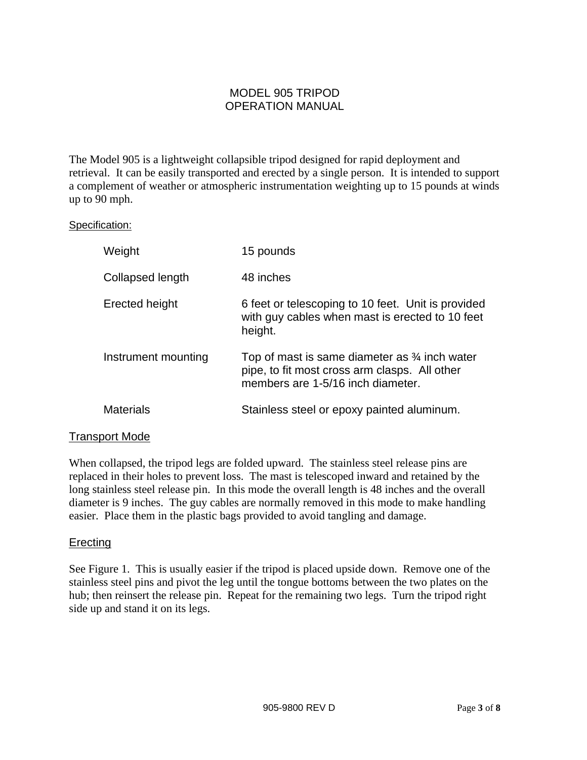# MODEL 905 TRIPOD
# OPERATION MANUAL

The Model 905 is a lightweight collapsible tripod designed for rapid deployment and retrieval. It can be easily transported and erected by a single person. It is intended to support a complement of weather or atmospheric instrumentation weighting up to 15 pounds at winds up to 90 mph.

Specification:

| | |
|---|---|
| Weight | 15 pounds |
| Collapsed length | 48 inches |
| Erected height | 6 feet or telescoping to 10 feet. Unit is provided with guy cables when mast is erected to 10 feet height. |
| Instrument mounting | Top of mast is same diameter as ¾ inch water pipe, to fit most cross arm clasps. All other members are 1-5/16 inch diameter. |
| Materials | Stainless steel or epoxy painted aluminum. |

## Transport Mode

When collapsed, the tripod legs are folded upward. The stainless steel release pins are replaced in their holes to prevent loss. The mast is telescoped inward and retained by the long stainless steel release pin. In this mode the overall length is 48 inches and the overall diameter is 9 inches. The guy cables are normally removed in this mode to make handling easier. Place them in the plastic bags provided to avoid tangling and damage.

## Erecting

See Figure 1. This is usually easier if the tripod is placed upside down. Remove one of the stainless steel pins and pivot the leg until the tongue bottoms between the two plates on the hub; then reinsert the release pin. Repeat for the remaining two legs. Turn the tripod right side up and stand it on its legs.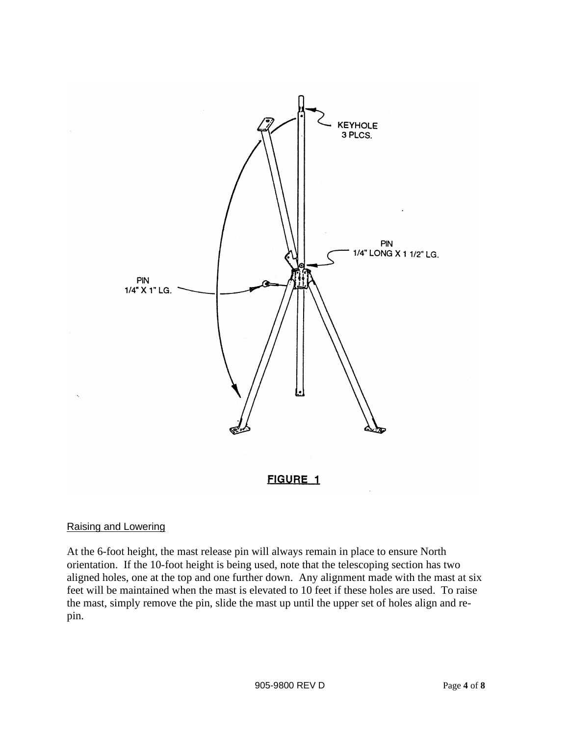KEYHOLE
3 PLCS.

PIN
1/4" LONG X 1 1/2" LG.

PIN
1/4" X 1" LG.

FIGURE 1

## Raising and Lowering

At the 6-foot height, the mast release pin will always remain in place to ensure North orientation. If the 10-foot height is being used, note that the telescoping section has two aligned holes, one at the top and one further down. Any alignment made with the mast at six feet will be maintained when the mast is elevated to 10 feet if these holes are used. To raise the mast, simply remove the pin, slide the mast up until the upper set of holes align and re-pin.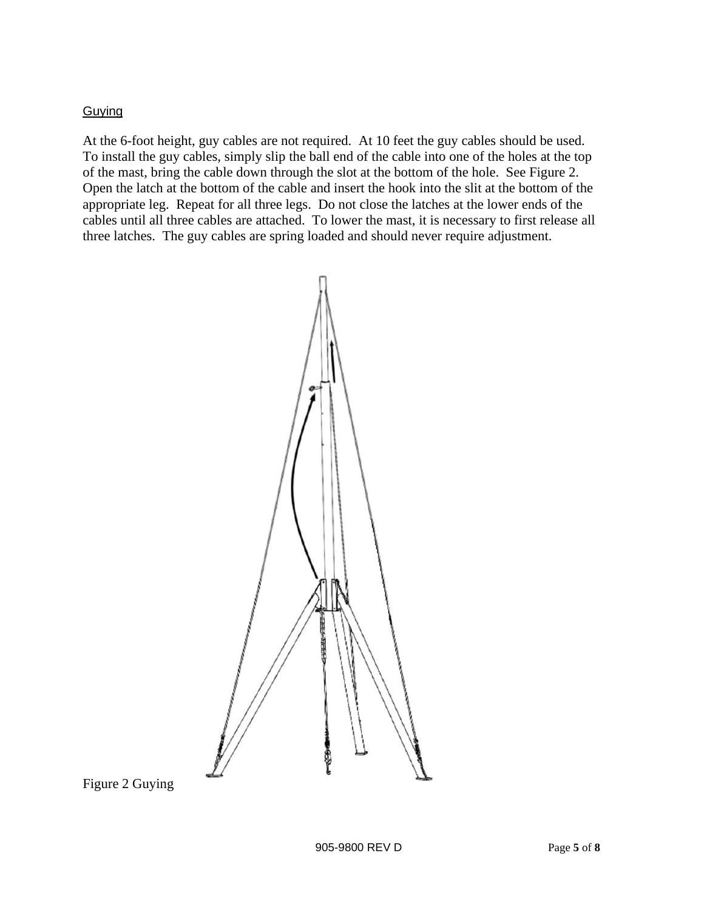## Guying

At the 6-foot height, guy cables are not required. At 10 feet the guy cables should be used. To install the guy cables, simply slip the ball end of the cable into one of the holes at the top of the mast, bring the cable down through the slot at the bottom of the hole. See Figure 2. Open the latch at the bottom of the cable and insert the hook into the slit at the bottom of the appropriate leg. Repeat for all three legs. Do not close the latches at the lower ends of the cables until all three cables are attached. To lower the mast, it is necessary to first release all three latches. The guy cables are spring loaded and should never require adjustment.

Figure 2 Guying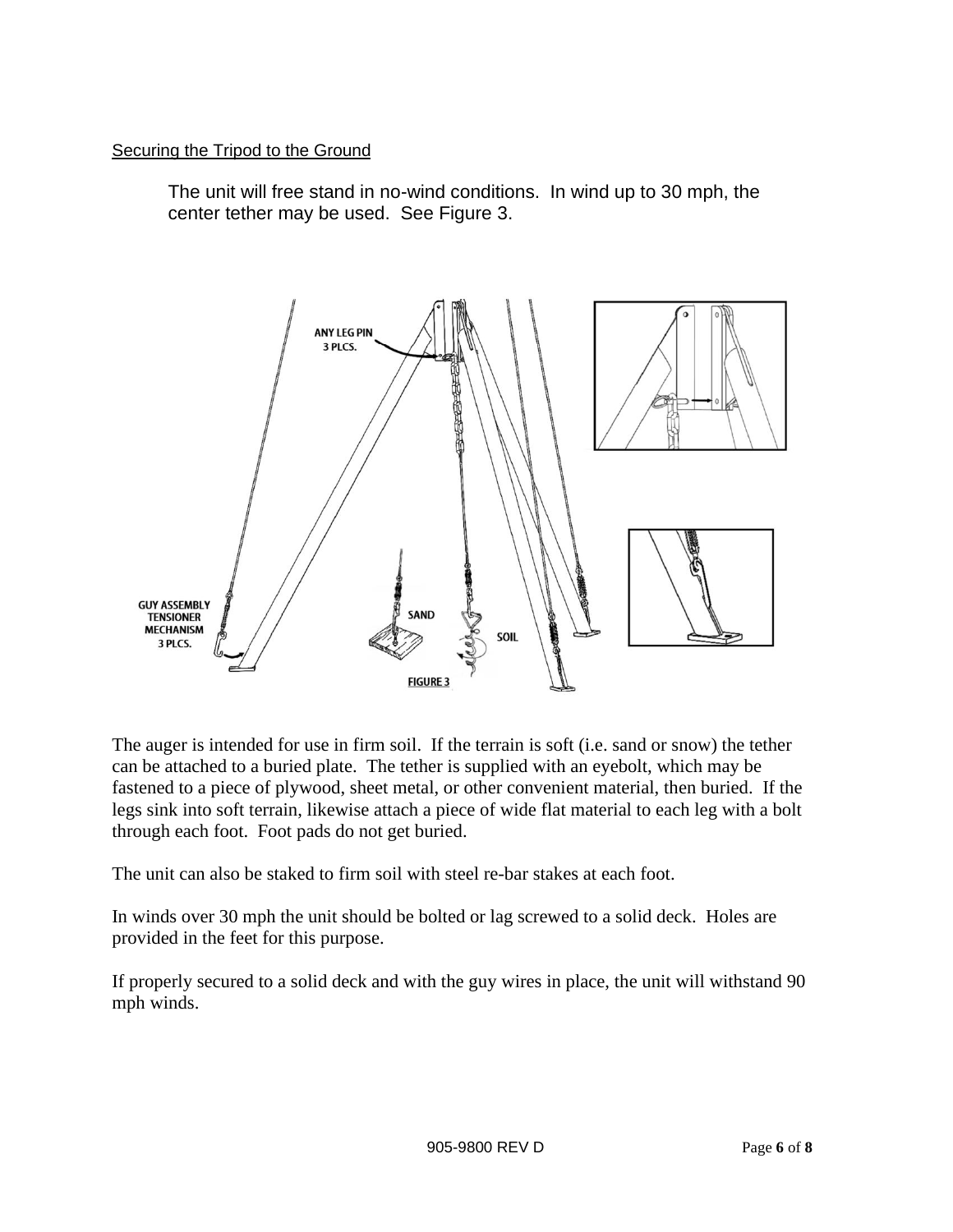Securing the Tripod to the Ground

The unit will free stand in no-wind conditions. In wind up to 30 mph, the center tether may be used. See Figure 3.

FIGURE 3

The auger is intended for use in firm soil. If the terrain is soft (i.e. sand or snow) the tether can be attached to a buried plate. The tether is supplied with an eyebolt, which may be fastened to a piece of plywood, sheet metal, or other convenient material, then buried. If the legs sink into soft terrain, likewise attach a piece of wide flat material to each leg with a bolt through each foot. Foot pads do not get buried.

The unit can also be staked to firm soil with steel re-bar stakes at each foot.

In winds over 30 mph the unit should be bolted or lag screwed to a solid deck. Holes are provided in the feet for this purpose.

If properly secured to a solid deck and with the guy wires in place, the unit will withstand 90 mph winds.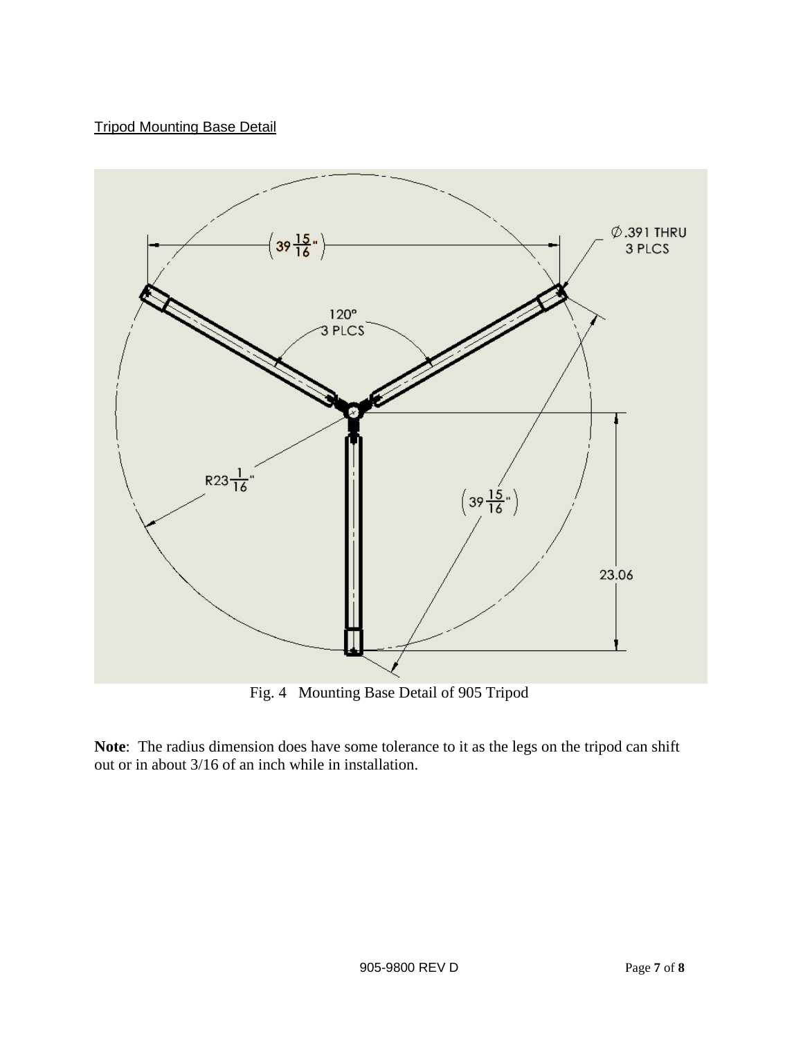Tripod Mounting Base Detail

Fig. 4 Mounting Base Detail of 905 Tripod

**Note**: The radius dimension does have some tolerance to it as the legs on the tripod can shift out or in about 3/16 of an inch while in installation.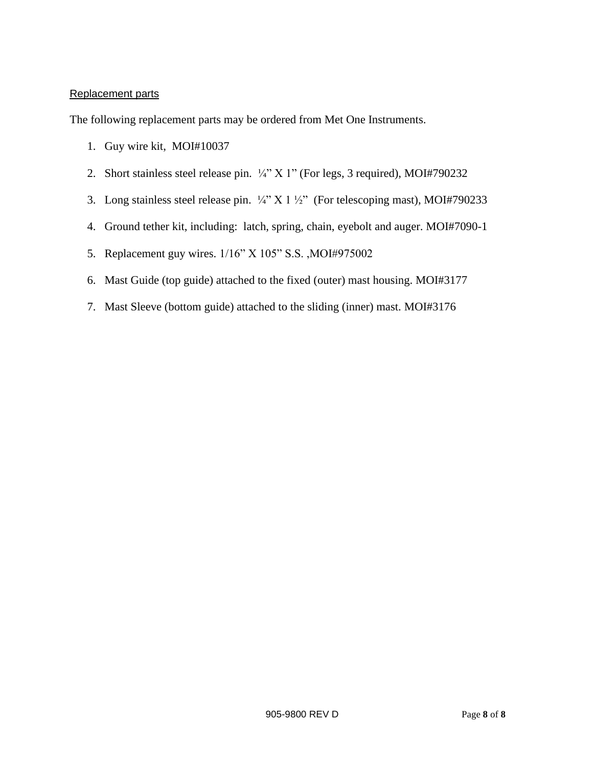## Replacement parts

The following replacement parts may be ordered from Met One Instruments.

1. Guy wire kit, MOI#10037
2. Short stainless steel release pin. ¼" X 1" (For legs, 3 required), MOI#790232
3. Long stainless steel release pin. ¼" X 1 ½" (For telescoping mast), MOI#790233
4. Ground tether kit, including: latch, spring, chain, eyebolt and auger. MOI#7090-1
5. Replacement guy wires. 1/16" X 105" S.S. ,MOI#975002
6. Mast Guide (top guide) attached to the fixed (outer) mast housing. MOI#3177
7. Mast Sleeve (bottom guide) attached to the sliding (inner) mast. MOI#3176